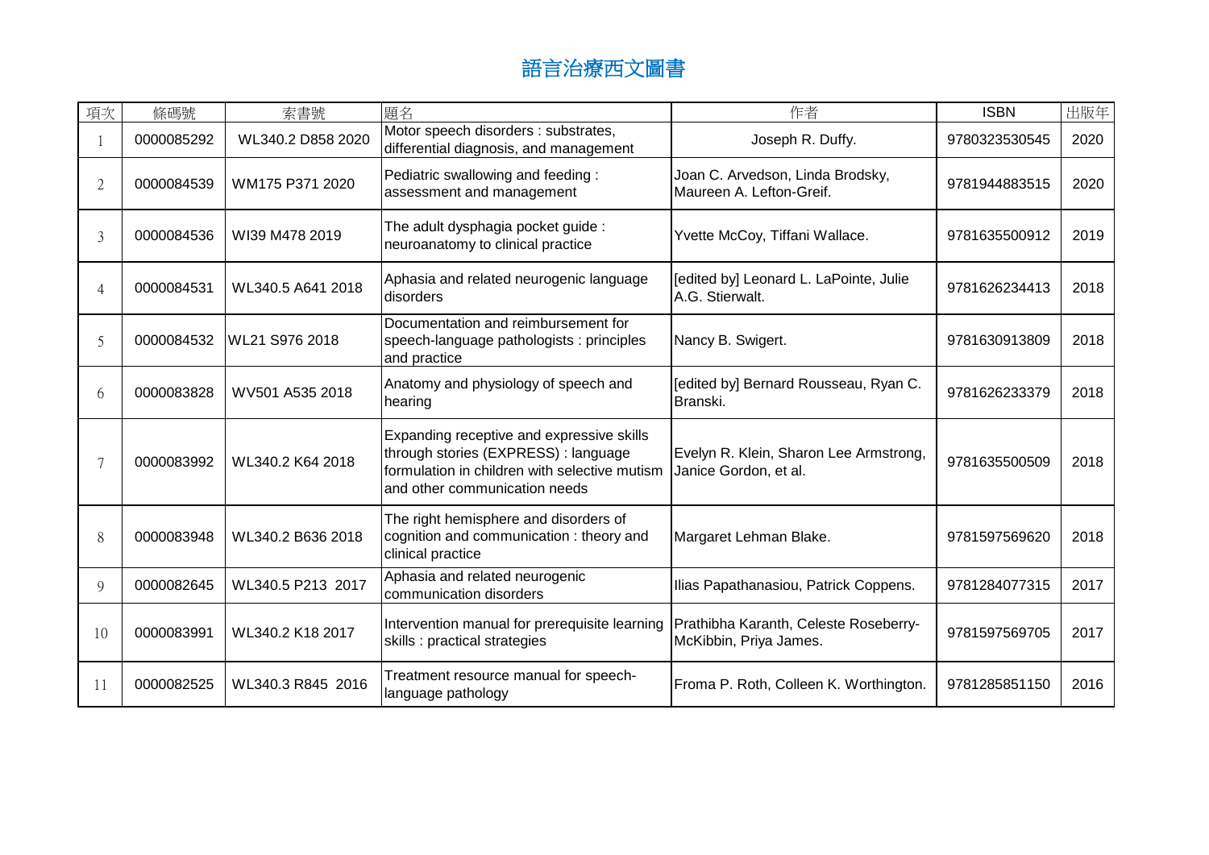# 語言治療西文圖書

| 項次 | 條碼號 | 索書號 | 題名 | 作者 | ISBN | 出版年 |
|---|---|---|---|---|---|---|
| 1 | 0000085292 | WL340.2 D858 2020 | Motor speech disorders : substrates, differential diagnosis, and management | Joseph R. Duffy. | 9780323530545 | 2020 |
| 2 | 0000084539 | WM175 P371 2020 | Pediatric swallowing and feeding : assessment and management | Joan C. Arvedson, Linda Brodsky, Maureen A. Lefton-Greif. | 9781944883515 | 2020 |
| 3 | 0000084536 | WI39 M478 2019 | The adult dysphagia pocket guide : neuroanatomy to clinical practice | Yvette McCoy, Tiffani Wallace. | 9781635500912 | 2019 |
| 4 | 0000084531 | WL340.5 A641 2018 | Aphasia and related neurogenic language disorders | [edited by] Leonard L. LaPointe, Julie A.G. Stierwalt. | 9781626234413 | 2018 |
| 5 | 0000084532 | WL21 S976 2018 | Documentation and reimbursement for speech-language pathologists : principles and practice | Nancy B. Swigert. | 9781630913809 | 2018 |
| 6 | 0000083828 | WV501 A535 2018 | Anatomy and physiology of speech and hearing | [edited by] Bernard Rousseau, Ryan C. Branski. | 9781626233379 | 2018 |
| 7 | 0000083992 | WL340.2 K64 2018 | Expanding receptive and expressive skills through stories (EXPRESS) : language formulation in children with selective mutism and other communication needs | Evelyn R. Klein, Sharon Lee Armstrong, Janice Gordon, et al. | 9781635500509 | 2018 |
| 8 | 0000083948 | WL340.2 B636 2018 | The right hemisphere and disorders of cognition and communication : theory and clinical practice | Margaret Lehman Blake. | 9781597569620 | 2018 |
| 9 | 0000082645 | WL340.5 P213 2017 | Aphasia and related neurogenic communication disorders | Ilias Papathanasiou, Patrick Coppens. | 9781284077315 | 2017 |
| 10 | 0000083991 | WL340.2 K18 2017 | Intervention manual for prerequisite learning skills : practical strategies | Prathibha Karanth, Celeste Roseberry-McKibbin, Priya James. | 9781597569705 | 2017 |
| 11 | 0000082525 | WL340.3 R845 2016 | Treatment resource manual for speech-language pathology | Froma P. Roth, Colleen K. Worthington. | 9781285851150 | 2016 |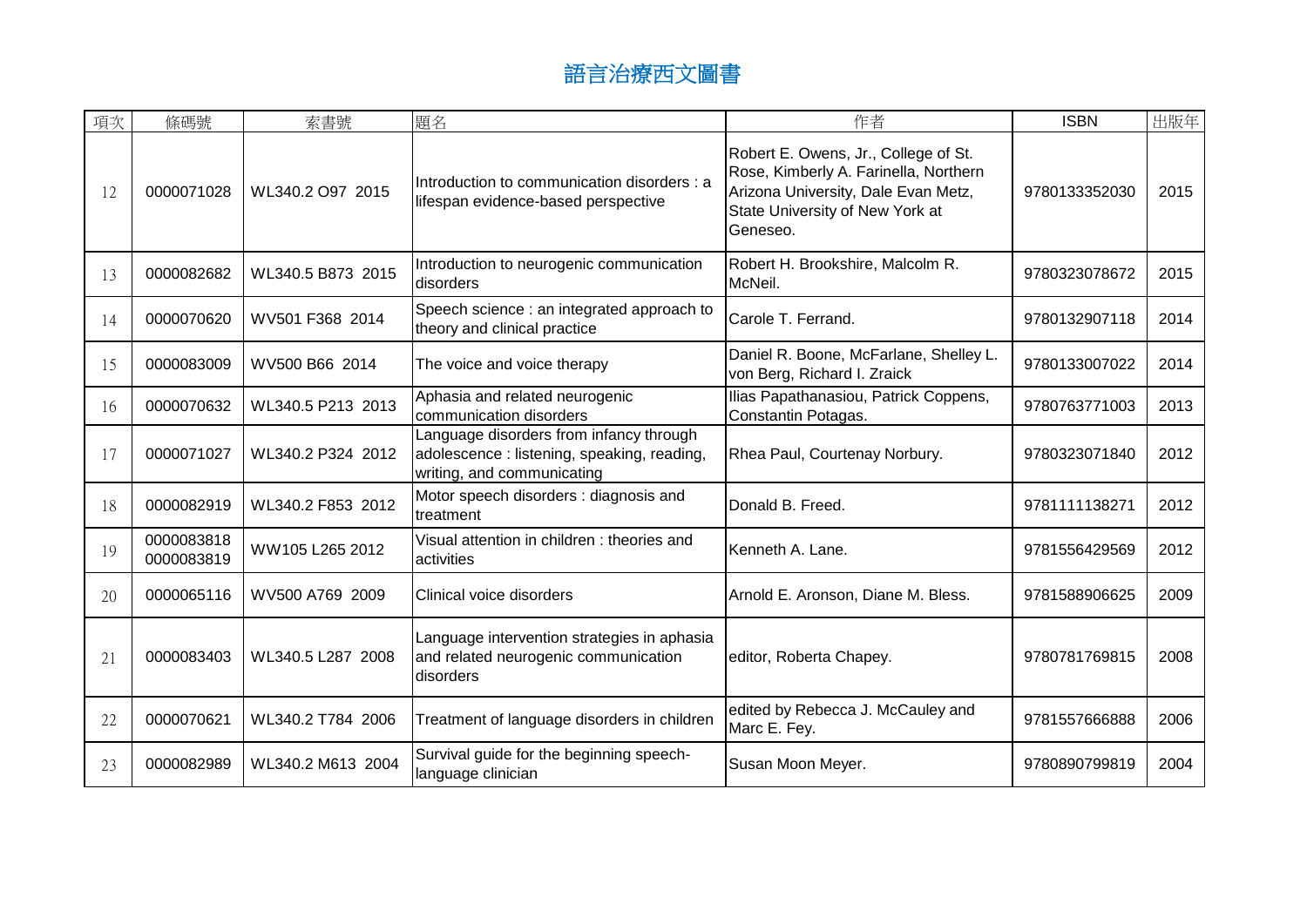# 語言治療西文圖書

| 項次 | 條碼號 | 索書號 | 題名 | 作者 | ISBN | 出版年 |
|---|---|---|---|---|---|---|
| 12 | 0000071028 | WL340.2 O97 2015 | Introduction to communication disorders : a lifespan evidence-based perspective | Robert E. Owens, Jr., College of St. Rose, Kimberly A. Farinella, Northern Arizona University, Dale Evan Metz, State University of New York at Geneseo. | 9780133352030 | 2015 |
| 13 | 0000082682 | WL340.5 B873 2015 | Introduction to neurogenic communication disorders | Robert H. Brookshire, Malcolm R. McNeil. | 9780323078672 | 2015 |
| 14 | 0000070620 | WV501 F368 2014 | Speech science : an integrated approach to theory and clinical practice | Carole T. Ferrand. | 9780132907118 | 2014 |
| 15 | 0000083009 | WV500 B66 2014 | The voice and voice therapy | Daniel R. Boone, McFarlane, Shelley L. von Berg, Richard I. Zraick | 9780133007022 | 2014 |
| 16 | 0000070632 | WL340.5 P213 2013 | Aphasia and related neurogenic communication disorders | Ilias Papathanasiou, Patrick Coppens, Constantin Potagas. | 9780763771003 | 2013 |
| 17 | 0000071027 | WL340.2 P324 2012 | Language disorders from infancy through adolescence : listening, speaking, reading, writing, and communicating | Rhea Paul, Courtenay Norbury. | 9780323071840 | 2012 |
| 18 | 0000082919 | WL340.2 F853 2012 | Motor speech disorders : diagnosis and treatment | Donald B. Freed. | 9781111138271 | 2012 |
| 19 | 0000083818<br>0000083819 | WW105 L265 2012 | Visual attention in children : theories and activities | Kenneth A. Lane. | 9781556429569 | 2012 |
| 20 | 0000065116 | WV500 A769 2009 | Clinical voice disorders | Arnold E. Aronson, Diane M. Bless. | 9781588906625 | 2009 |
| 21 | 0000083403 | WL340.5 L287 2008 | Language intervention strategies in aphasia and related neurogenic communication disorders | editor, Roberta Chapey. | 9780781769815 | 2008 |
| 22 | 0000070621 | WL340.2 T784 2006 | Treatment of language disorders in children | edited by Rebecca J. McCauley and Marc E. Fey. | 9781557666888 | 2006 |
| 23 | 0000082989 | WL340.2 M613 2004 | Survival guide for the beginning speech-language clinician | Susan Moon Meyer. | 9780890799819 | 2004 |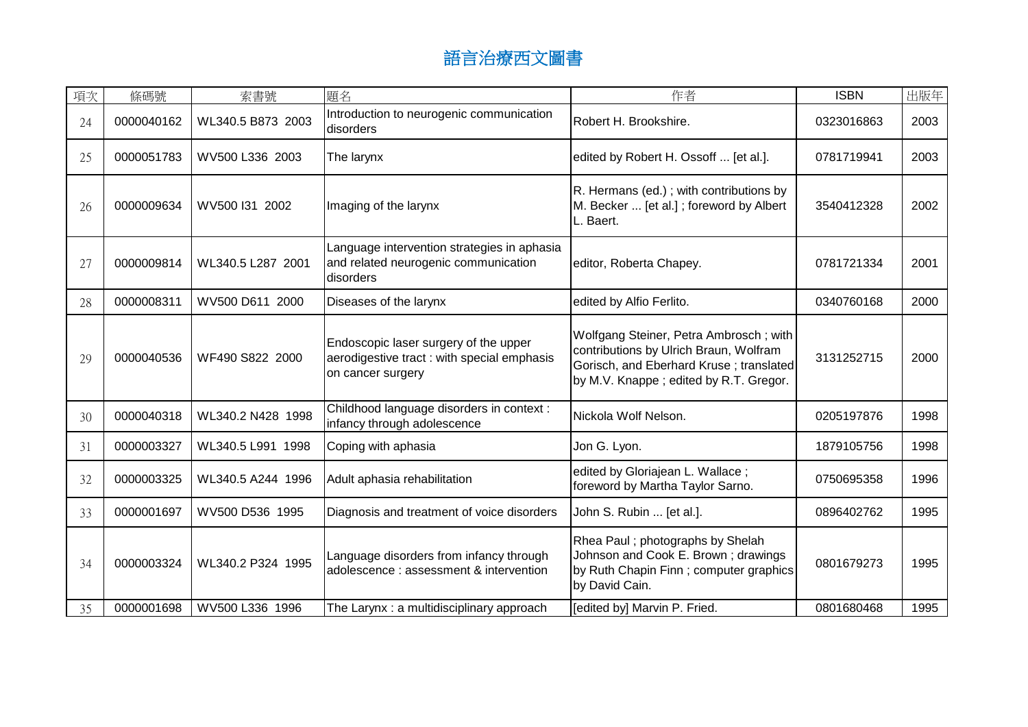# 語言治療西文圖書

| 項次 | 條碼號 | 索書號 | 題名 | 作者 | ISBN | 出版年 |
|---|---|---|---|---|---|---|
| 24 | 0000040162 | WL340.5 B873 2003 | Introduction to neurogenic communication disorders | Robert H. Brookshire. | 0323016863 | 2003 |
| 25 | 0000051783 | WV500 L336 2003 | The larynx | edited by Robert H. Ossoff ... [et al.]. | 0781719941 | 2003 |
| 26 | 0000009634 | WV500 I31 2002 | Imaging of the larynx | R. Hermans (ed.) ; with contributions by M. Becker ... [et al.] ; foreword by Albert L. Baert. | 3540412328 | 2002 |
| 27 | 0000009814 | WL340.5 L287 2001 | Language intervention strategies in aphasia and related neurogenic communication disorders | editor, Roberta Chapey. | 0781721334 | 2001 |
| 28 | 0000008311 | WV500 D611 2000 | Diseases of the larynx | edited by Alfio Ferlito. | 0340760168 | 2000 |
| 29 | 0000040536 | WF490 S822 2000 | Endoscopic laser surgery of the upper aerodigestive tract : with special emphasis on cancer surgery | Wolfgang Steiner, Petra Ambrosch ; with contributions by Ulrich Braun, Wolfram Gorisch, and Eberhard Kruse ; translated by M.V. Knappe ; edited by R.T. Gregor. | 3131252715 | 2000 |
| 30 | 0000040318 | WL340.2 N428 1998 | Childhood language disorders in context : infancy through adolescence | Nickola Wolf Nelson. | 0205197876 | 1998 |
| 31 | 0000003327 | WL340.5 L991 1998 | Coping with aphasia | Jon G. Lyon. | 1879105756 | 1998 |
| 32 | 0000003325 | WL340.5 A244 1996 | Adult aphasia rehabilitation | edited by Gloriajean L. Wallace ; foreword by Martha Taylor Sarno. | 0750695358 | 1996 |
| 33 | 0000001697 | WV500 D536 1995 | Diagnosis and treatment of voice disorders | John S. Rubin ... [et al.]. | 0896402762 | 1995 |
| 34 | 0000003324 | WL340.2 P324 1995 | Language disorders from infancy through adolescence : assessment & intervention | Rhea Paul ; photographs by Shelah Johnson and Cook E. Brown ; drawings by Ruth Chapin Finn ; computer graphics by David Cain. | 0801679273 | 1995 |
| 35 | 0000001698 | WV500 L336 1996 | The Larynx : a multidisciplinary approach | [edited by] Marvin P. Fried. | 0801680468 | 1995 |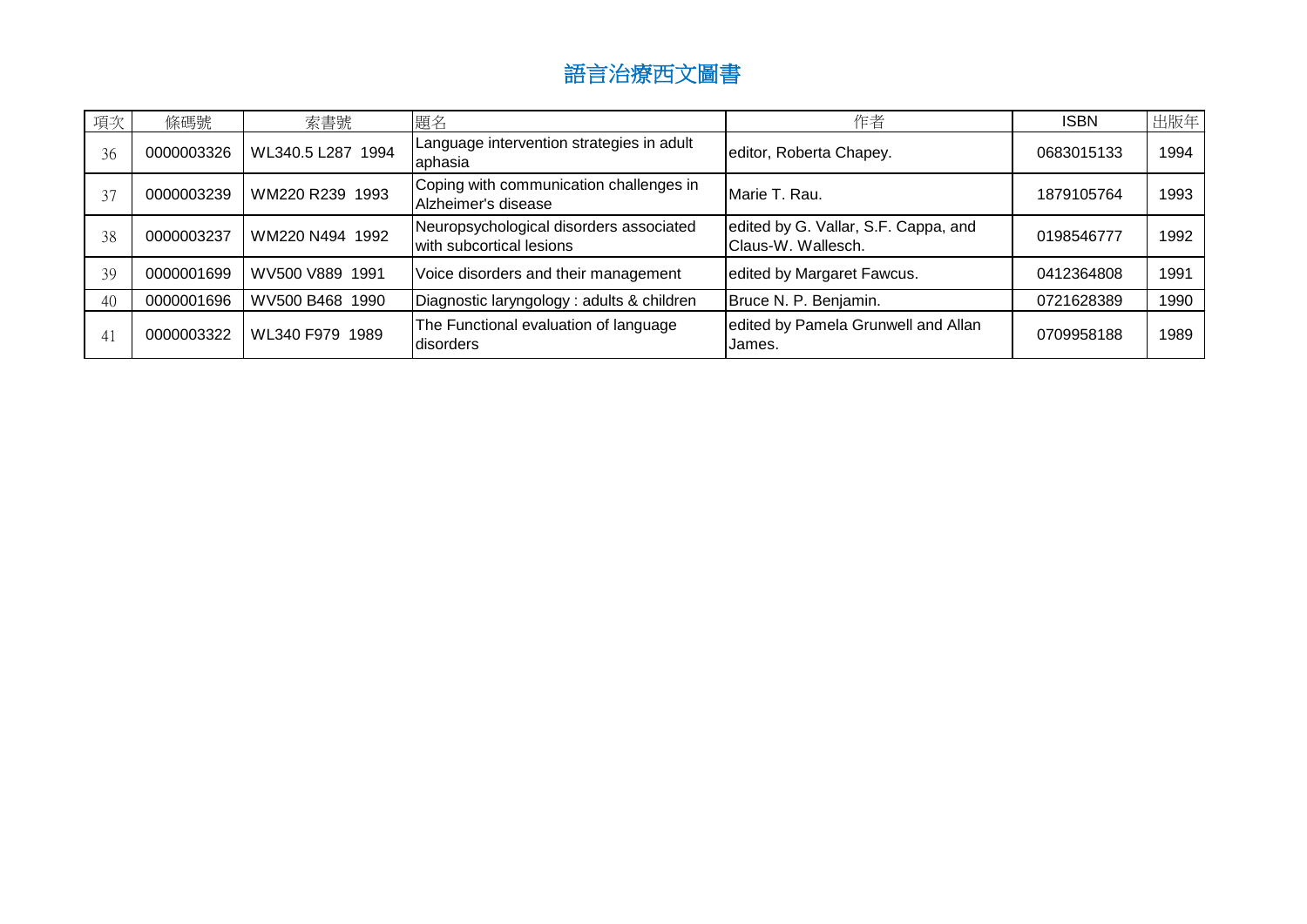# 語言治療西文圖書

| 項次 | 條碼號 | 索書號 | 題名 | 作者 | ISBN | 出版年 |
|---|---|---|---|---|---|---|
| 36 | 0000003326 | WL340.5 L287 1994 | Language intervention strategies in adult aphasia | editor, Roberta Chapey. | 0683015133 | 1994 |
| 37 | 0000003239 | WM220 R239 1993 | Coping with communication challenges in Alzheimer's disease | Marie T. Rau. | 1879105764 | 1993 |
| 38 | 0000003237 | WM220 N494 1992 | Neuropsychological disorders associated with subcortical lesions | edited by G. Vallar, S.F. Cappa, and Claus-W. Wallesch. | 0198546777 | 1992 |
| 39 | 0000001699 | WV500 V889 1991 | Voice disorders and their management | edited by Margaret Fawcus. | 0412364808 | 1991 |
| 40 | 0000001696 | WV500 B468 1990 | Diagnostic laryngology : adults & children | Bruce N. P. Benjamin. | 0721628389 | 1990 |
| 41 | 0000003322 | WL340 F979 1989 | The Functional evaluation of language disorders | edited by Pamela Grunwell and Allan James. | 0709958188 | 1989 |